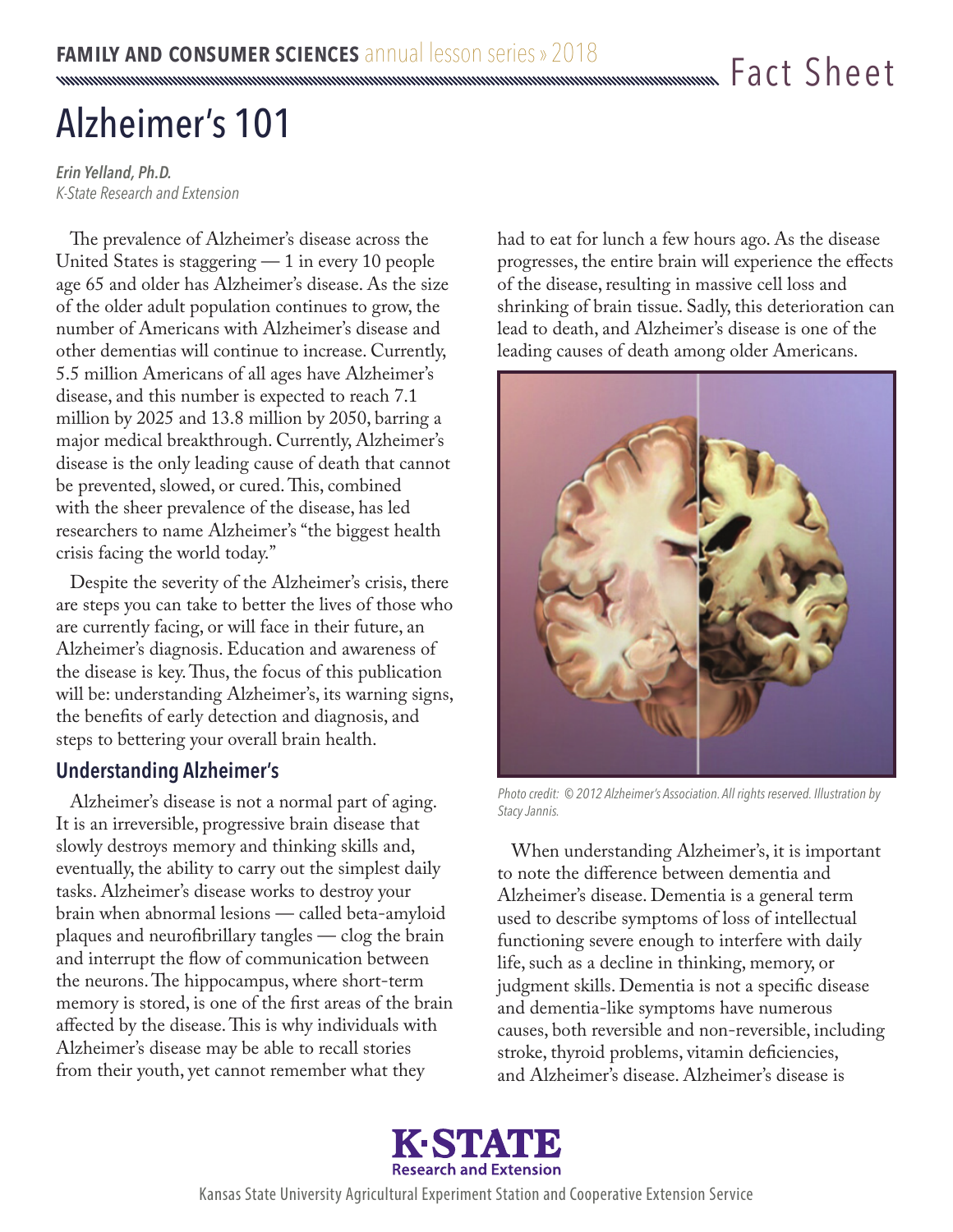# Alzheimer's 101

***Erin Yelland, Ph.D.***
*K-State Research and Extension*

The prevalence of Alzheimer's disease across the United States is staggering — 1 in every 10 people age 65 and older has Alzheimer's disease. As the size of the older adult population continues to grow, the number of Americans with Alzheimer's disease and other dementias will continue to increase. Currently, 5.5 million Americans of all ages have Alzheimer's disease, and this number is expected to reach 7.1 million by 2025 and 13.8 million by 2050, barring a major medical breakthrough. Currently, Alzheimer's disease is the only leading cause of death that cannot be prevented, slowed, or cured. This, combined with the sheer prevalence of the disease, has led researchers to name Alzheimer's "the biggest health crisis facing the world today."

Despite the severity of the Alzheimer's crisis, there are steps you can take to better the lives of those who are currently facing, or will face in their future, an Alzheimer's diagnosis. Education and awareness of the disease is key. Thus, the focus of this publication will be: understanding Alzheimer's, its warning signs, the benefits of early detection and diagnosis, and steps to bettering your overall brain health.

## Understanding Alzheimer's

Alzheimer's disease is not a normal part of aging. It is an irreversible, progressive brain disease that slowly destroys memory and thinking skills and, eventually, the ability to carry out the simplest daily tasks. Alzheimer's disease works to destroy your brain when abnormal lesions — called beta-amyloid plaques and neurofibrillary tangles — clog the brain and interrupt the flow of communication between the neurons. The hippocampus, where short-term memory is stored, is one of the first areas of the brain affected by the disease. This is why individuals with Alzheimer's disease may be able to recall stories from their youth, yet cannot remember what they had to eat for lunch a few hours ago. As the disease progresses, the entire brain will experience the effects of the disease, resulting in massive cell loss and shrinking of brain tissue. Sadly, this deterioration can lead to death, and Alzheimer's disease is one of the leading causes of death among older Americans.

*Photo credit: © 2012 Alzheimer's Association. All rights reserved. Illustration by Stacy Jannis.*

When understanding Alzheimer's, it is important to note the difference between dementia and Alzheimer's disease. Dementia is a general term used to describe symptoms of loss of intellectual functioning severe enough to interfere with daily life, such as a decline in thinking, memory, or judgment skills. Dementia is not a specific disease and dementia-like symptoms have numerous causes, both reversible and non-reversible, including stroke, thyroid problems, vitamin deficiencies, and Alzheimer's disease. Alzheimer's disease is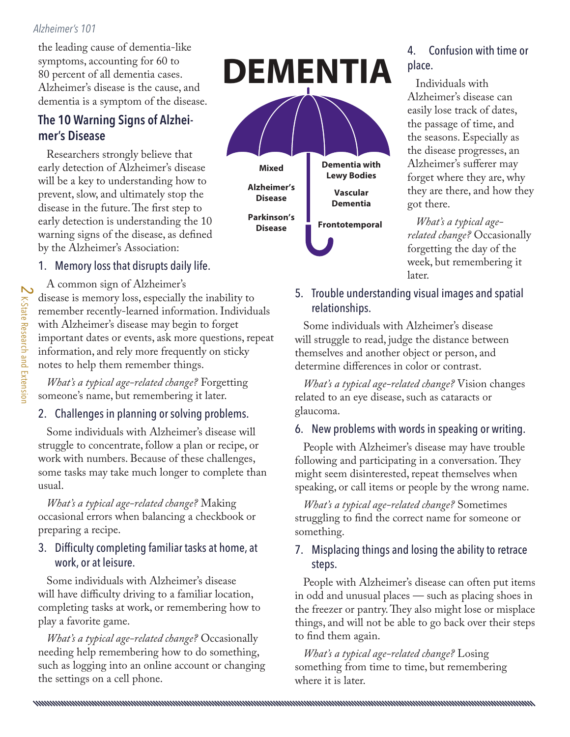the leading cause of dementia-like symptoms, accounting for 60 to 80 percent of all dementia cases. Alzheimer's disease is the cause, and dementia is a symptom of the disease.

## The 10 Warning Signs of Alzheimer's Disease

Researchers strongly believe that early detection of Alzheimer's disease will be a key to understanding how to prevent, slow, and ultimately stop the disease in the future. The first step to early detection is understanding the 10 warning signs of the disease, as defined by the Alzheimer's Association:

**DEMENTIA**

**Mixed**

**Alzheimer's Disease**

**Parkinson's Disease**

**Dementia with Lewy Bodies**

**Vascular Dementia**

**Frontotemporal**

### 1. Memory loss that disrupts daily life.

A common sign of Alzheimer's disease is memory loss, especially the inability to remember recently-learned information. Individuals with Alzheimer's disease may begin to forget important dates or events, ask more questions, repeat information, and rely more frequently on sticky notes to help them remember things.

*What's a typical age-related change?* Forgetting someone's name, but remembering it later.

### 2. Challenges in planning or solving problems.

Some individuals with Alzheimer's disease will struggle to concentrate, follow a plan or recipe, or work with numbers. Because of these challenges, some tasks may take much longer to complete than usual.

*What's a typical age-related change?* Making occasional errors when balancing a checkbook or preparing a recipe.

### 3. Difficulty completing familiar tasks at home, at work, or at leisure.

Some individuals with Alzheimer's disease will have difficulty driving to a familiar location, completing tasks at work, or remembering how to play a favorite game.

*What's a typical age-related change?* Occasionally needing help remembering how to do something, such as logging into an online account or changing the settings on a cell phone.

### 4. Confusion with time or place.

Individuals with Alzheimer's disease can easily lose track of dates, the passage of time, and the seasons. Especially as the disease progresses, an Alzheimer's sufferer may forget where they are, why they are there, and how they got there.

*What's a typical age-related change?* Occasionally forgetting the day of the week, but remembering it later.

### 5. Trouble understanding visual images and spatial relationships.

Some individuals with Alzheimer's disease will struggle to read, judge the distance between themselves and another object or person, and determine differences in color or contrast.

*What's a typical age-related change?* Vision changes related to an eye disease, such as cataracts or glaucoma.

### 6. New problems with words in speaking or writing.

People with Alzheimer's disease may have trouble following and participating in a conversation. They might seem disinterested, repeat themselves when speaking, or call items or people by the wrong name.

*What's a typical age-related change?* Sometimes struggling to find the correct name for someone or something.

### 7. Misplacing things and losing the ability to retrace steps.

People with Alzheimer's disease can often put items in odd and unusual places — such as placing shoes in the freezer or pantry. They also might lose or misplace things, and will not be able to go back over their steps to find them again.

*What's a typical age-related change?* Losing something from time to time, but remembering where it is later.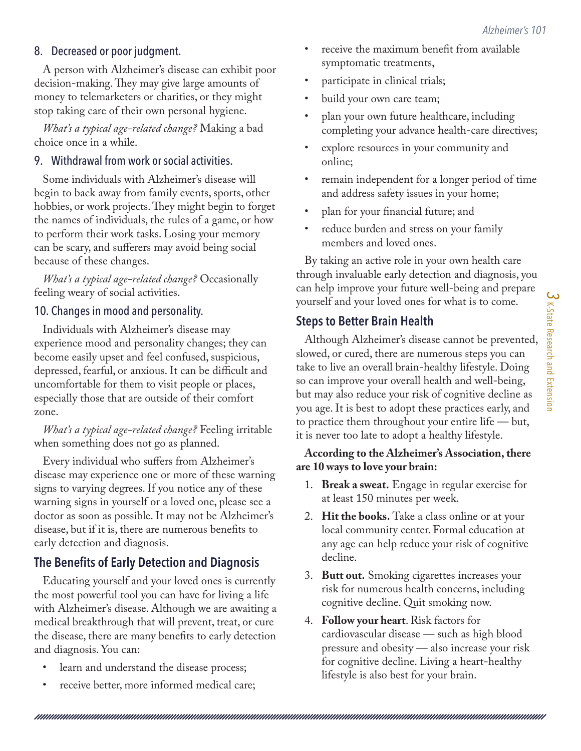### 8. Decreased or poor judgment.

A person with Alzheimer's disease can exhibit poor decision-making. They may give large amounts of money to telemarketers or charities, or they might stop taking care of their own personal hygiene.

*What's a typical age-related change?* Making a bad choice once in a while.

### 9. Withdrawal from work or social activities.

Some individuals with Alzheimer's disease will begin to back away from family events, sports, other hobbies, or work projects. They might begin to forget the names of individuals, the rules of a game, or how to perform their work tasks. Losing your memory can be scary, and sufferers may avoid being social because of these changes.

*What's a typical age-related change?* Occasionally feeling weary of social activities.

### 10. Changes in mood and personality.

Individuals with Alzheimer's disease may experience mood and personality changes; they can become easily upset and feel confused, suspicious, depressed, fearful, or anxious. It can be difficult and uncomfortable for them to visit people or places, especially those that are outside of their comfort zone.

*What's a typical age-related change?* Feeling irritable when something does not go as planned.

Every individual who suffers from Alzheimer's disease may experience one or more of these warning signs to varying degrees. If you notice any of these warning signs in yourself or a loved one, please see a doctor as soon as possible. It may not be Alzheimer's disease, but if it is, there are numerous benefits to early detection and diagnosis.

## The Benefits of Early Detection and Diagnosis

Educating yourself and your loved ones is currently the most powerful tool you can have for living a life with Alzheimer's disease. Although we are awaiting a medical breakthrough that will prevent, treat, or cure the disease, there are many benefits to early detection and diagnosis. You can:

- learn and understand the disease process;
- receive better, more informed medical care;
- receive the maximum benefit from available symptomatic treatments,
- participate in clinical trials;
- build your own care team;
- plan your own future healthcare, including completing your advance health-care directives;
- explore resources in your community and online;
- remain independent for a longer period of time and address safety issues in your home;
- plan for your financial future; and
- reduce burden and stress on your family members and loved ones.

By taking an active role in your own health care through invaluable early detection and diagnosis, you can help improve your future well-being and prepare yourself and your loved ones for what is to come.

## Steps to Better Brain Health

Although Alzheimer's disease cannot be prevented, slowed, or cured, there are numerous steps you can take to live an overall brain-healthy lifestyle. Doing so can improve your overall health and well-being, but may also reduce your risk of cognitive decline as you age. It is best to adopt these practices early, and to practice them throughout your entire life — but, it is never too late to adopt a healthy lifestyle.

**According to the Alzheimer's Association, there are 10 ways to love your brain:**

1. **Break a sweat.** Engage in regular exercise for at least 150 minutes per week.
2. **Hit the books.** Take a class online or at your local community center. Formal education at any age can help reduce your risk of cognitive decline.
3. **Butt out.** Smoking cigarettes increases your risk for numerous health concerns, including cognitive decline. Quit smoking now.
4. **Follow your heart**. Risk factors for cardiovascular disease — such as high blood pressure and obesity — also increase your risk for cognitive decline. Living a heart-healthy lifestyle is also best for your brain.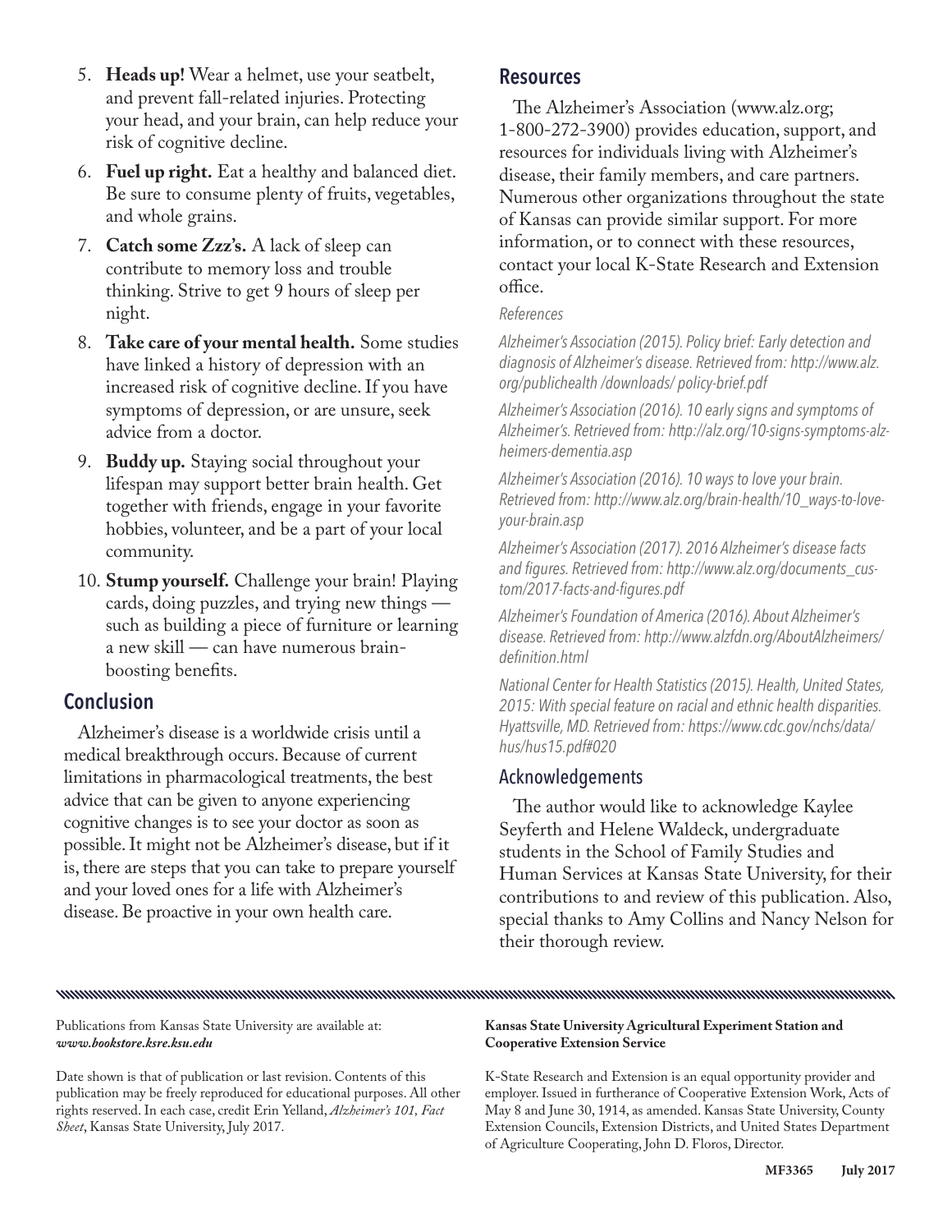5. **Heads up!** Wear a helmet, use your seatbelt, and prevent fall-related injuries. Protecting your head, and your brain, can help reduce your risk of cognitive decline.
6. **Fuel up right.** Eat a healthy and balanced diet. Be sure to consume plenty of fruits, vegetables, and whole grains.
7. **Catch some Zzz's.** A lack of sleep can contribute to memory loss and trouble thinking. Strive to get 9 hours of sleep per night.
8. **Take care of your mental health.** Some studies have linked a history of depression with an increased risk of cognitive decline. If you have symptoms of depression, or are unsure, seek advice from a doctor.
9. **Buddy up.** Staying social throughout your lifespan may support better brain health. Get together with friends, engage in your favorite hobbies, volunteer, and be a part of your local community.
10. **Stump yourself.** Challenge your brain! Playing cards, doing puzzles, and trying new things — such as building a piece of furniture or learning a new skill — can have numerous brain-boosting benefits.

## Conclusion

Alzheimer's disease is a worldwide crisis until a medical breakthrough occurs. Because of current limitations in pharmacological treatments, the best advice that can be given to anyone experiencing cognitive changes is to see your doctor as soon as possible. It might not be Alzheimer's disease, but if it is, there are steps that you can take to prepare yourself and your loved ones for a life with Alzheimer's disease. Be proactive in your own health care.

## Resources

The Alzheimer's Association (www.alz.org; 1-800-272-3900) provides education, support, and resources for individuals living with Alzheimer's disease, their family members, and care partners. Numerous other organizations throughout the state of Kansas can provide similar support. For more information, or to connect with these resources, contact your local K-State Research and Extension office.

*References*

*Alzheimer's Association (2015). Policy brief: Early detection and diagnosis of Alzheimer's disease. Retrieved from: http://www.alz.org/publichealth /downloads/ policy-brief.pdf*

*Alzheimer's Association (2016). 10 early signs and symptoms of Alzheimer's. Retrieved from: http://alz.org/10-signs-symptoms-alzheimers-dementia.asp*

*Alzheimer's Association (2016). 10 ways to love your brain. Retrieved from: http://www.alz.org/brain-health/10_ways-to-love-your-brain.asp*

*Alzheimer's Association (2017). 2016 Alzheimer's disease facts and figures. Retrieved from: http://www.alz.org/documents_custom/2017-facts-and-figures.pdf*

*Alzheimer's Foundation of America (2016). About Alzheimer's disease. Retrieved from: http://www.alzfdn.org/AboutAlzheimers/definition.html*

*National Center for Health Statistics (2015). Health, United States, 2015: With special feature on racial and ethnic health disparities. Hyattsville, MD. Retrieved from: https://www.cdc.gov/nchs/data/hus/hus15.pdf#020*

### Acknowledgements

The author would like to acknowledge Kaylee Seyferth and Helene Waldeck, undergraduate students in the School of Family Studies and Human Services at Kansas State University, for their contributions to and review of this publication. Also, special thanks to Amy Collins and Nancy Nelson for their thorough review.

---

Publications from Kansas State University are available at: ***www.bookstore.ksre.ksu.edu***

Date shown is that of publication or last revision. Contents of this publication may be freely reproduced for educational purposes. All other rights reserved. In each case, credit Erin Yelland, *Alzheimer's 101, Fact Sheet*, Kansas State University, July 2017.

**Kansas State University Agricultural Experiment Station and Cooperative Extension Service**

K-State Research and Extension is an equal opportunity provider and employer. Issued in furtherance of Cooperative Extension Work, Acts of May 8 and June 30, 1914, as amended. Kansas State University, County Extension Councils, Extension Districts, and United States Department of Agriculture Cooperating, John D. Floros, Director.

**MF3365 July 2017**